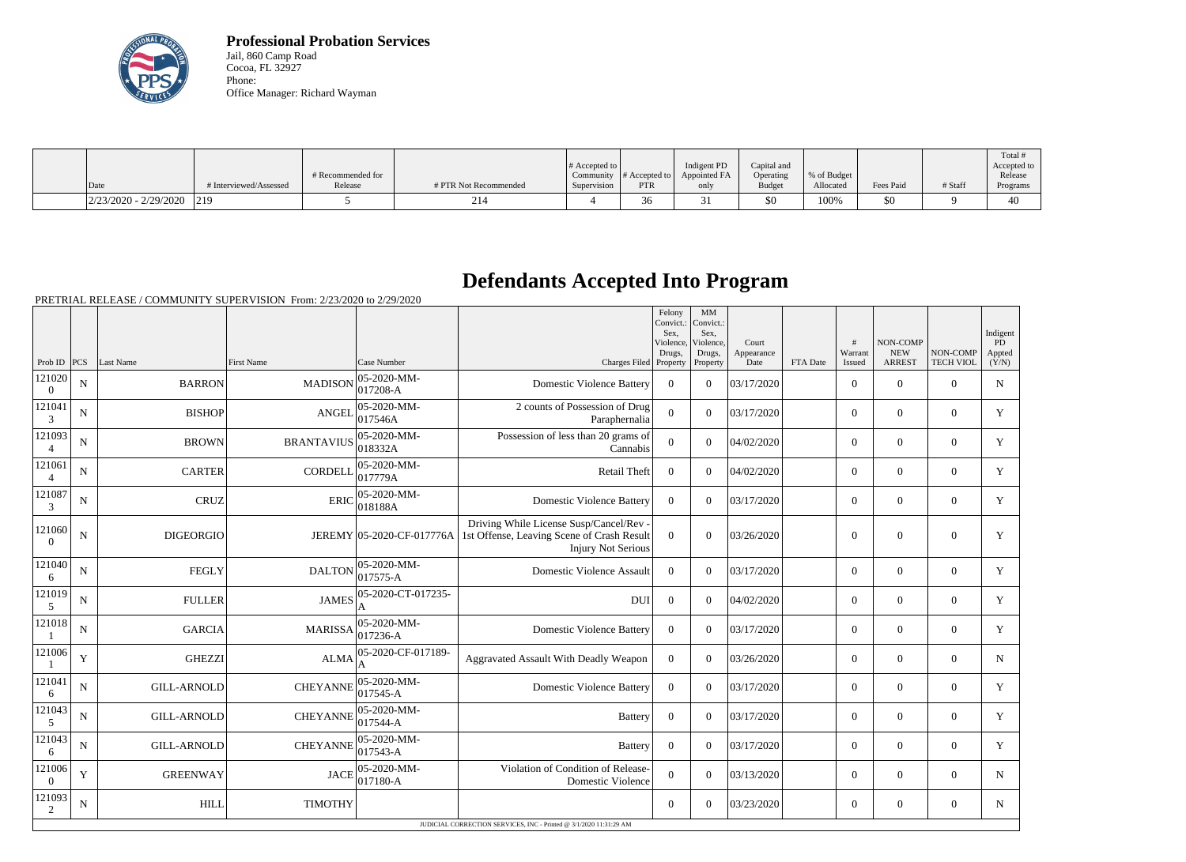**Professional Probation Services**
Jail, 860 Camp Road
Cocoa, FL 32927
Phone:
Office Manager: Richard Wayman

| Date | # Interviewed/Assessed | # Recommended for Release | # PTR Not Recommended | # Accepted to Community Supervision | # Accepted to PTR | Indigent PD Appointed FA only | Capital and Operating Budget | % of Budget Allocated | Fees Paid | # Staff | Total # Accepted to Release Programs |
|---|---|---|---|---|---|---|---|---|---|---|---|
| 2/23/2020 - 2/29/2020 | 219 | 5 | 214 | 4 | 36 | 31 | $0 | 100% | $0 | 9 | 40 |

# Defendants Accepted Into Program

PRETRIAL RELEASE / COMMUNITY SUPERVISION From: 2/23/2020 to 2/29/2020

| Prob ID | PCS | Last Name | First Name | Case Number | Charges Filed | Felony Convict.: Sex, Violence, Drugs, Property | MM Convict.: Sex, Violence, Drugs, Property | Court Appearance Date | FTA Date | # Warrant Issued | NON-COMP NEW ARREST | NON-COMP TECH VIOL | Indigent PD Appted (Y/N) |
|---|---|---|---|---|---|---|---|---|---|---|---|---|---|
| 1210200 | N | BARRON | MADISON | 05-2020-MM-017208-A | Domestic Violence Battery | 0 | 0 | 03/17/2020 | | 0 | 0 | 0 | N |
| 1210413 | N | BISHOP | ANGEL | 05-2020-MM-017546A | 2 counts of Possession of Drug Paraphernalia | 0 | 0 | 03/17/2020 | | 0 | 0 | 0 | Y |
| 1210934 | N | BROWN | BRANTAVIUS | 05-2020-MM-018332A | Possession of less than 20 grams of Cannabis | 0 | 0 | 04/02/2020 | | 0 | 0 | 0 | Y |
| 1210614 | N | CARTER | CORDELL | 05-2020-MM-017779A | Retail Theft | 0 | 0 | 04/02/2020 | | 0 | 0 | 0 | Y |
| 1210873 | N | CRUZ | ERIC | 05-2020-MM-018188A | Domestic Violence Battery | 0 | 0 | 03/17/2020 | | 0 | 0 | 0 | Y |
| 1210600 | N | DIGEORGIO | JEREMY | 05-2020-CF-017776A | Driving While License Susp/Cancel/Rev - 1st Offense, Leaving Scene of Crash Result Injury Not Serious | 0 | 0 | 03/26/2020 | | 0 | 0 | 0 | Y |
| 1210406 | N | FEGLY | DALTON | 05-2020-MM-017575-A | Domestic Violence Assault | 0 | 0 | 03/17/2020 | | 0 | 0 | 0 | Y |
| 1210195 | N | FULLER | JAMES | 05-2020-CT-017235-A | DUI | 0 | 0 | 04/02/2020 | | 0 | 0 | 0 | Y |
| 1210181 | N | GARCIA | MARISSA | 05-2020-MM-017236-A | Domestic Violence Battery | 0 | 0 | 03/17/2020 | | 0 | 0 | 0 | Y |
| 1210061 | Y | GHEZZI | ALMA | 05-2020-CF-017189-A | Aggravated Assault With Deadly Weapon | 0 | 0 | 03/26/2020 | | 0 | 0 | 0 | N |
| 1210416 | N | GILL-ARNOLD | CHEYANNE | 05-2020-MM-017545-A | Domestic Violence Battery | 0 | 0 | 03/17/2020 | | 0 | 0 | 0 | Y |
| 1210435 | N | GILL-ARNOLD | CHEYANNE | 05-2020-MM-017544-A | Battery | 0 | 0 | 03/17/2020 | | 0 | 0 | 0 | Y |
| 1210436 | N | GILL-ARNOLD | CHEYANNE | 05-2020-MM-017543-A | Battery | 0 | 0 | 03/17/2020 | | 0 | 0 | 0 | Y |
| 1210060 | Y | GREENWAY | JACE | 05-2020-MM-017180-A | Violation of Condition of Release-Domestic Violence | 0 | 0 | 03/13/2020 | | 0 | 0 | 0 | N |
| 1210932 | N | HILL | TIMOTHY | | | 0 | 0 | 03/23/2020 | | 0 | 0 | 0 | N |

JUDICIAL CORRECTION SERVICES, INC - Printed @ 3/1/2020 11:31:29 AM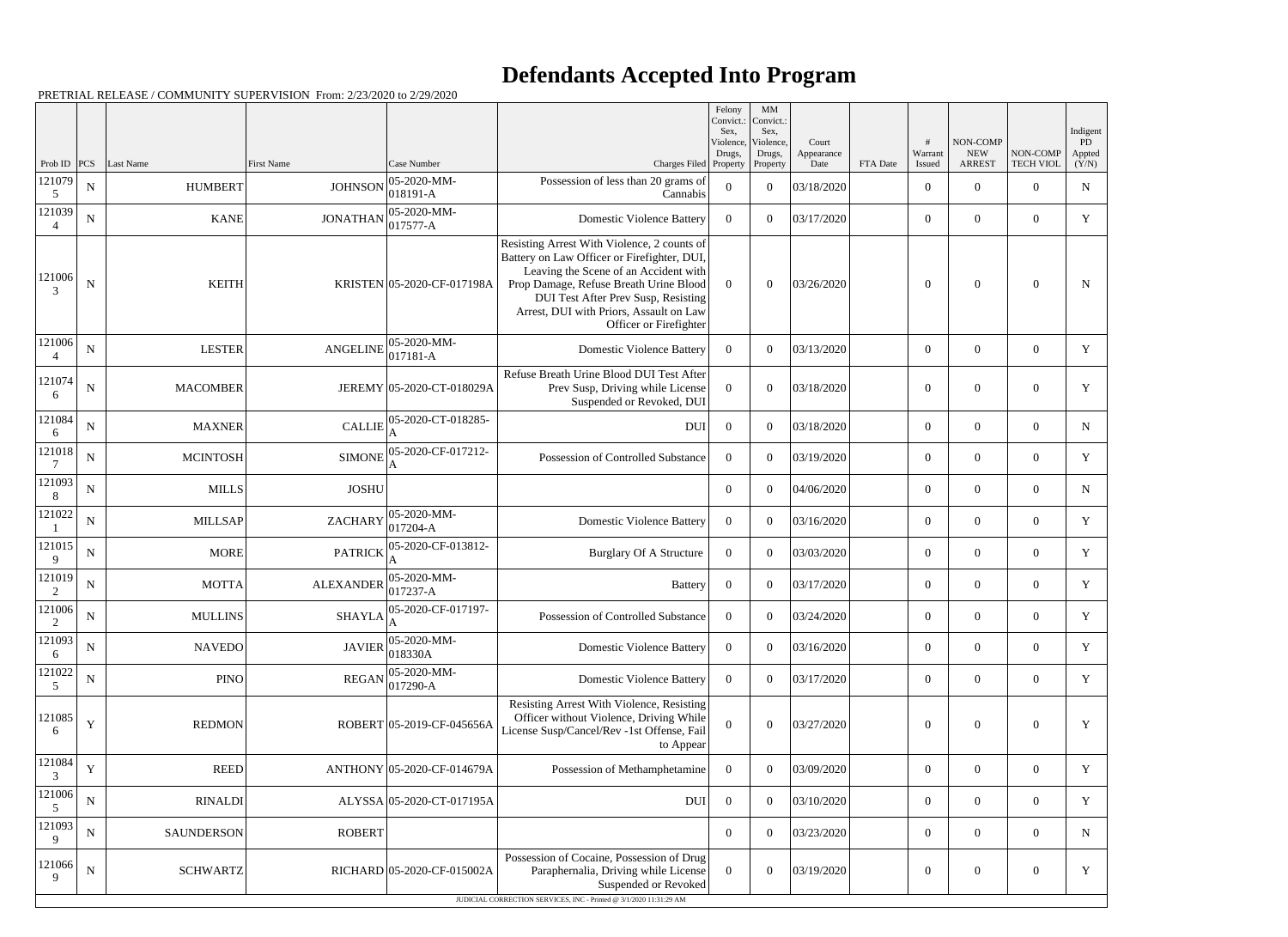# Defendants Accepted Into Program

PRETRIAL RELEASE / COMMUNITY SUPERVISION From: 2/23/2020 to 2/29/2020

| Prob ID | PCS | Last Name | First Name | Case Number | Charges Filed | Felony Convict.: Sex, Violence, Drugs, Property | MM Convict.: Sex, Violence, Drugs, Property | Court Appearance Date | FTA Date | # Warrant Issued | NON-COMP NEW ARREST | NON-COMP TECH VIOL | Indigent PD Appted (Y/N) |
|---|---|---|---|---|---|---|---|---|---|---|---|---|---|
| 1210795 | N | HUMBERT | JOHNSON | 05-2020-MM-018191-A | Possession of less than 20 grams of Cannabis | 0 | 0 | 03/18/2020 | | 0 | 0 | 0 | N |
| 1210394 | N | KANE | JONATHAN | 05-2020-MM-017577-A | Domestic Violence Battery | 0 | 0 | 03/17/2020 | | 0 | 0 | 0 | Y |
| 1210063 | N | KEITH | KRISTEN | 05-2020-CF-017198A | Resisting Arrest With Violence, 2 counts of Battery on Law Officer or Firefighter, DUI, Leaving the Scene of an Accident with Prop Damage, Refuse Breath Urine Blood DUI Test After Prev Susp, Resisting Arrest, DUI with Priors, Assault on Law Officer or Firefighter | 0 | 0 | 03/26/2020 | | 0 | 0 | 0 | N |
| 1210064 | N | LESTER | ANGELINE | 05-2020-MM-017181-A | Domestic Violence Battery | 0 | 0 | 03/13/2020 | | 0 | 0 | 0 | Y |
| 1210746 | N | MACOMBER | JEREMY | 05-2020-CT-018029A | Refuse Breath Urine Blood DUI Test After Prev Susp, Driving while License Suspended or Revoked, DUI | 0 | 0 | 03/18/2020 | | 0 | 0 | 0 | Y |
| 1210846 | N | MAXNER | CALLIE | 05-2020-CT-018285-A | DUI | 0 | 0 | 03/18/2020 | | 0 | 0 | 0 | N |
| 1210187 | N | MCINTOSH | SIMONE | 05-2020-CF-017212-A | Possession of Controlled Substance | 0 | 0 | 03/19/2020 | | 0 | 0 | 0 | Y |
| 1210938 | N | MILLS | JOSHU | | | 0 | 0 | 04/06/2020 | | 0 | 0 | 0 | N |
| 1210221 | N | MILLSAP | ZACHARY | 05-2020-MM-017204-A | Domestic Violence Battery | 0 | 0 | 03/16/2020 | | 0 | 0 | 0 | Y |
| 1210159 | N | MORE | PATRICK | 05-2020-CF-013812-A | Burglary Of A Structure | 0 | 0 | 03/03/2020 | | 0 | 0 | 0 | Y |
| 1210192 | N | MOTTA | ALEXANDER | 05-2020-MM-017237-A | Battery | 0 | 0 | 03/17/2020 | | 0 | 0 | 0 | Y |
| 1210062 | N | MULLINS | SHAYLA | 05-2020-CF-017197-A | Possession of Controlled Substance | 0 | 0 | 03/24/2020 | | 0 | 0 | 0 | Y |
| 1210936 | N | NAVEDO | JAVIER | 05-2020-MM-018330A | Domestic Violence Battery | 0 | 0 | 03/16/2020 | | 0 | 0 | 0 | Y |
| 1210225 | N | PINO | REGAN | 05-2020-MM-017290-A | Domestic Violence Battery | 0 | 0 | 03/17/2020 | | 0 | 0 | 0 | Y |
| 1210856 | Y | REDMON | ROBERT | 05-2019-CF-045656A | Resisting Arrest With Violence, Resisting Officer without Violence, Driving While License Susp/Cancel/Rev -1st Offense, Fail to Appear | 0 | 0 | 03/27/2020 | | 0 | 0 | 0 | Y |
| 1210843 | Y | REED | ANTHONY | 05-2020-CF-014679A | Possession of Methamphetamine | 0 | 0 | 03/09/2020 | | 0 | 0 | 0 | Y |
| 1210065 | N | RINALDI | ALYSSA | 05-2020-CT-017195A | DUI | 0 | 0 | 03/10/2020 | | 0 | 0 | 0 | Y |
| 1210939 | N | SAUNDERSON | ROBERT | | | 0 | 0 | 03/23/2020 | | 0 | 0 | 0 | N |
| 1210669 | N | SCHWARTZ | RICHARD | 05-2020-CF-015002A | Possession of Cocaine, Possession of Drug Paraphernalia, Driving while License Suspended or Revoked | 0 | 0 | 03/19/2020 | | 0 | 0 | 0 | Y |

JUDICIAL CORRECTION SERVICES, INC - Printed @ 3/1/2020 11:31:29 AM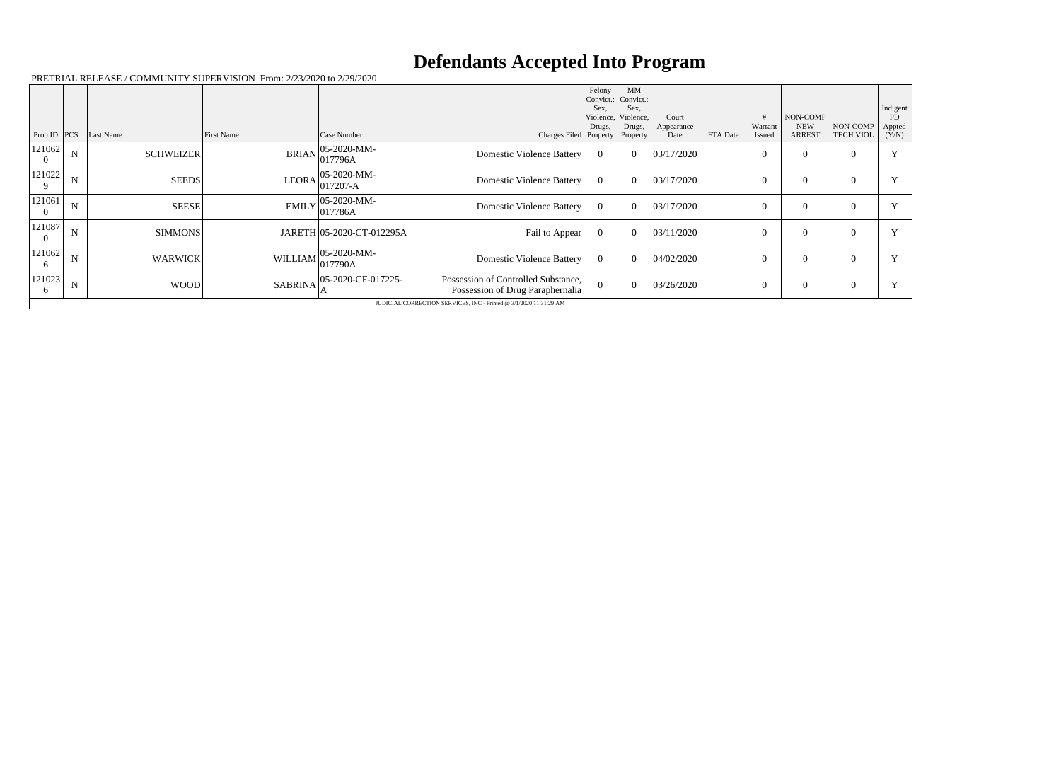# Defendants Accepted Into Program

PRETRIAL RELEASE / COMMUNITY SUPERVISION From: 2/23/2020 to 2/29/2020

| Prob ID | PCS | Last Name | First Name | Case Number | Charges Filed | Felony Convict.: Sex, Violence, Drugs, Property | MM Convict.: Sex, Violence, Drugs, Property | Court Appearance Date | FTA Date | # Warrant Issued | NON-COMP NEW ARREST | NON-COMP TECH VIOL | Indigent PD Appted (Y/N) |
|---|---|---|---|---|---|---|---|---|---|---|---|---|---|
| 1210620 | N | SCHWEIZER | BRIAN | 05-2020-MM-017796A | Domestic Violence Battery | 0 | 0 | 03/17/2020 | | 0 | 0 | 0 | Y |
| 1210229 | N | SEEDS | LEORA | 05-2020-MM-017207-A | Domestic Violence Battery | 0 | 0 | 03/17/2020 | | 0 | 0 | 0 | Y |
| 1210610 | N | SEESE | EMILY | 05-2020-MM-017786A | Domestic Violence Battery | 0 | 0 | 03/17/2020 | | 0 | 0 | 0 | Y |
| 1210870 | N | SIMMONS | JARETH | 05-2020-CT-012295A | Fail to Appear | 0 | 0 | 03/11/2020 | | 0 | 0 | 0 | Y |
| 1210626 | N | WARWICK | WILLIAM | 05-2020-MM-017790A | Domestic Violence Battery | 0 | 0 | 04/02/2020 | | 0 | 0 | 0 | Y |
| 1210236 | N | WOOD | SABRINA | 05-2020-CF-017225-A | Possession of Controlled Substance, Possession of Drug Paraphernalia | 0 | 0 | 03/26/2020 | | 0 | 0 | 0 | Y |

JUDICIAL CORRECTION SERVICES, INC - Printed @ 3/1/2020 11:31:29 AM